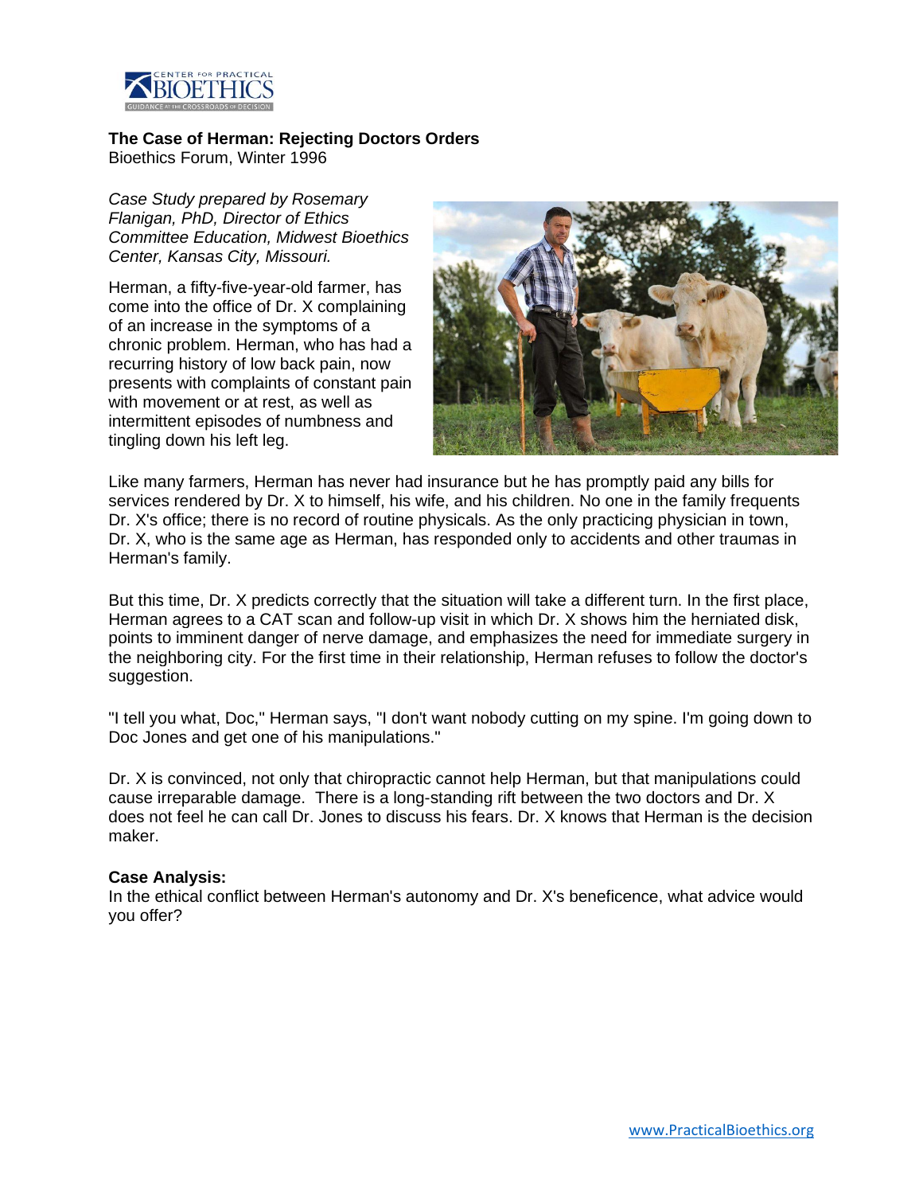**The Case of Herman: Rejecting Doctors Orders**
Bioethics Forum, Winter 1996

*Case Study prepared by Rosemary Flanigan, PhD, Director of Ethics Committee Education, Midwest Bioethics Center, Kansas City, Missouri.*

Herman, a fifty-five-year-old farmer, has come into the office of Dr. X complaining of an increase in the symptoms of a chronic problem. Herman, who has had a recurring history of low back pain, now presents with complaints of constant pain with movement or at rest, as well as intermittent episodes of numbness and tingling down his left leg.

Like many farmers, Herman has never had insurance but he has promptly paid any bills for services rendered by Dr. X to himself, his wife, and his children. No one in the family frequents Dr. X's office; there is no record of routine physicals. As the only practicing physician in town, Dr. X, who is the same age as Herman, has responded only to accidents and other traumas in Herman's family.

But this time, Dr. X predicts correctly that the situation will take a different turn. In the first place, Herman agrees to a CAT scan and follow-up visit in which Dr. X shows him the herniated disk, points to imminent danger of nerve damage, and emphasizes the need for immediate surgery in the neighboring city. For the first time in their relationship, Herman refuses to follow the doctor's suggestion.

"I tell you what, Doc," Herman says, "I don't want nobody cutting on my spine. I'm going down to Doc Jones and get one of his manipulations."

Dr. X is convinced, not only that chiropractic cannot help Herman, but that manipulations could cause irreparable damage. There is a long-standing rift between the two doctors and Dr. X does not feel he can call Dr. Jones to discuss his fears. Dr. X knows that Herman is the decision maker.

**Case Analysis:**
In the ethical conflict between Herman's autonomy and Dr. X's beneficence, what advice would you offer?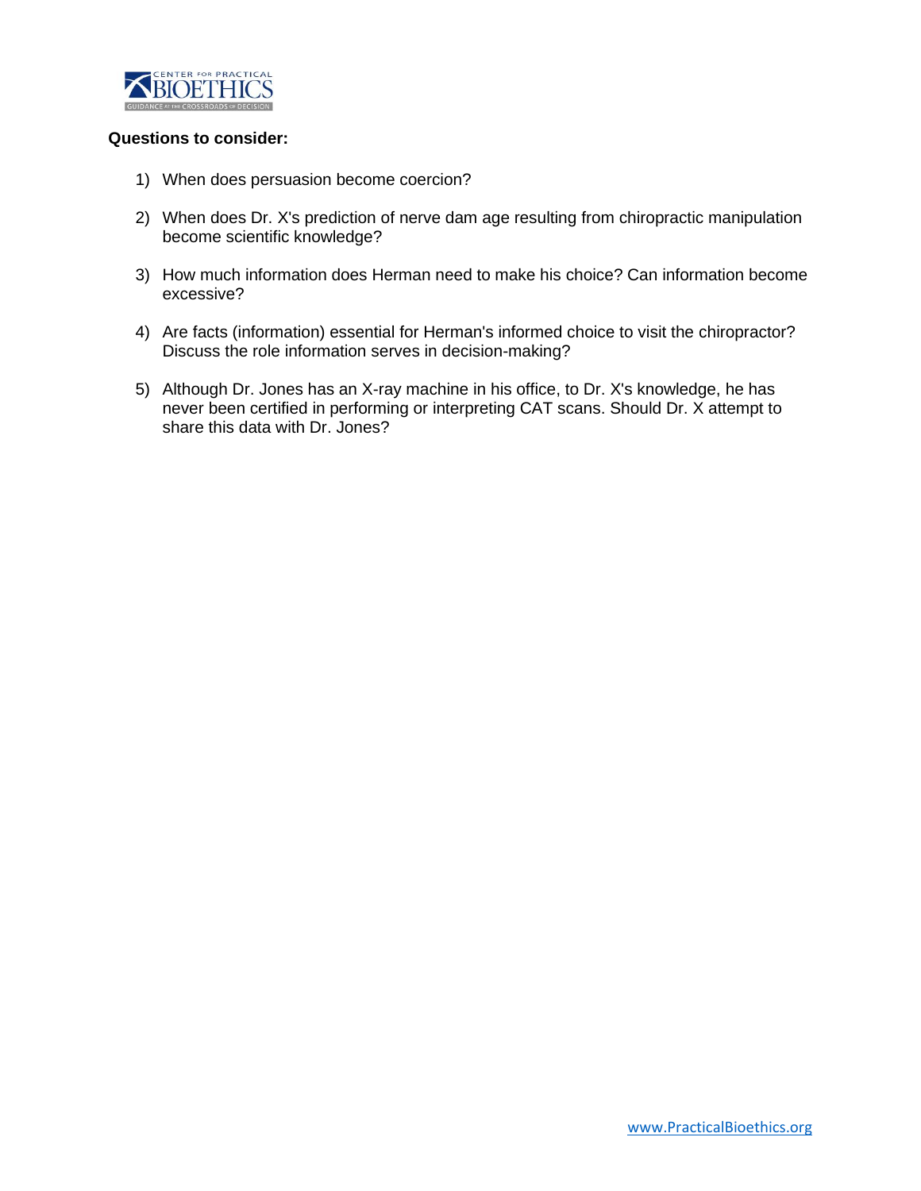**Questions to consider:**

1) When does persuasion become coercion?

2) When does Dr. X's prediction of nerve dam age resulting from chiropractic manipulation become scientific knowledge?

3) How much information does Herman need to make his choice? Can information become excessive?

4) Are facts (information) essential for Herman's informed choice to visit the chiropractor? Discuss the role information serves in decision-making?

5) Although Dr. Jones has an X-ray machine in his office, to Dr. X's knowledge, he has never been certified in performing or interpreting CAT scans. Should Dr. X attempt to share this data with Dr. Jones?